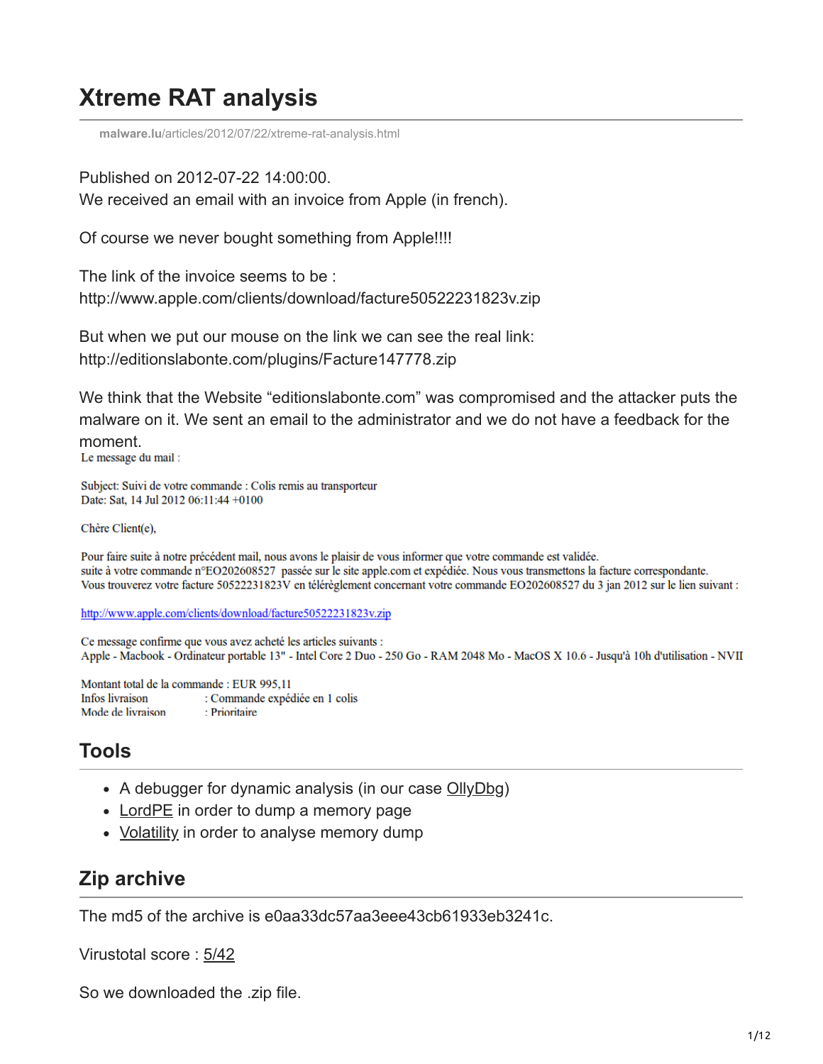# Xtreme RAT analysis

malware.lu/articles/2012/07/22/xtreme-rat-analysis.html

Published on 2012-07-22 14:00:00.
We received an email with an invoice from Apple (in french).

Of course we never bought something from Apple!!!!

The link of the invoice seems to be :
http://www.apple.com/clients/download/facture50522231823v.zip

But when we put our mouse on the link we can see the real link:
http://editionslabonte.com/plugins/Facture147778.zip

We think that the Website "editionslabonte.com" was compromised and the attacker puts the malware on it. We sent an email to the administrator and we do not have a feedback for the moment.

Le message du mail :

Subject: Suivi de votre commande : Colis remis au transporteur
Date: Sat, 14 Jul 2012 06:11:44 +0100

Chère Client(e),

Pour faire suite à notre précédent mail, nous avons le plaisir de vous informer que votre commande est validée.
suite à votre commande n°EO202608527 passée sur le site apple.com et expédiée. Nous vous transmettons la facture correspondante.
Vous trouverez votre facture 50522231823V en télérèglement concernant votre commande EO202608527 du 3 jan 2012 sur le lien suivant :

http://www.apple.com/clients/download/facture50522231823v.zip

Ce message confirme que vous avez acheté les articles suivants :
Apple - Macbook - Ordinateur portable 13" - Intel Core 2 Duo - 250 Go - RAM 2048 Mo - MacOS X 10.6 - Jusqu'à 10h d'utilisation - NVII

Montant total de la commande : EUR 995,11
Infos livraison : Commande expédiée en 1 colis
Mode de livraison : Prioritaire

## Tools

- A debugger for dynamic analysis (in our case OllyDbg)
- LordPE in order to dump a memory page
- Volatility in order to analyse memory dump

## Zip archive

The md5 of the archive is e0aa33dc57aa3eee43cb61933eb3241c.

Virustotal score : 5/42

So we downloaded the .zip file.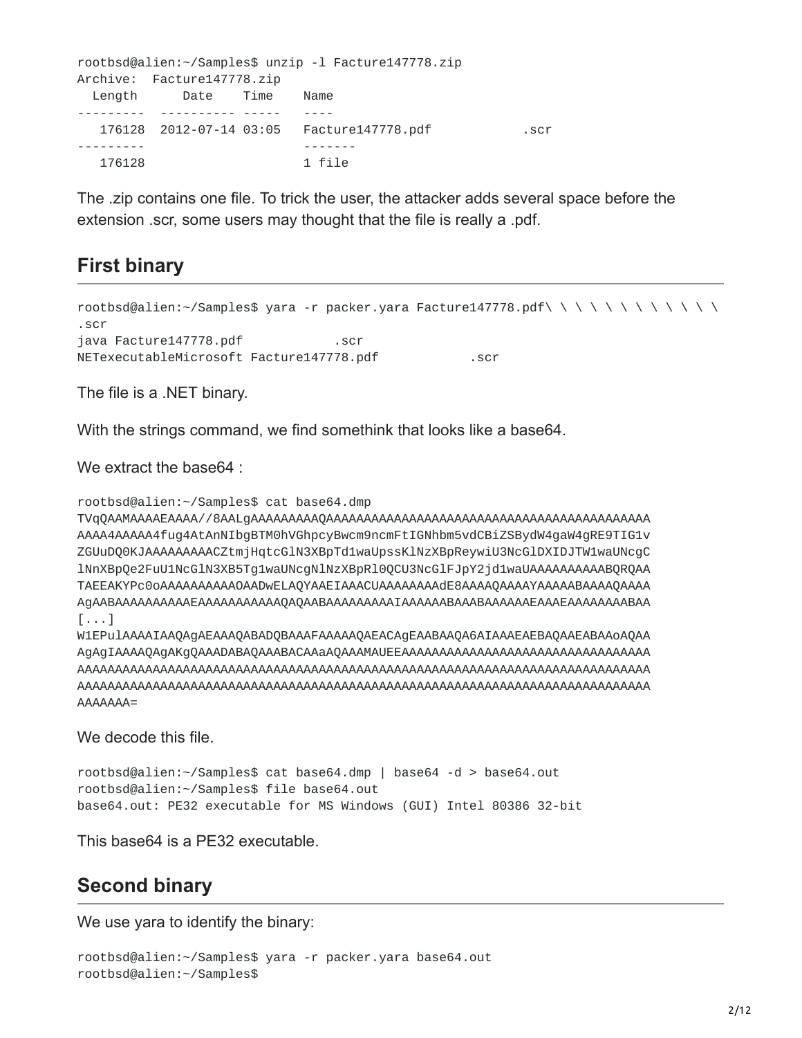```
rootbsd@alien:~/Samples$ unzip -l Facture147778.zip
Archive:  Facture147778.zip
  Length      Date    Time    Name
---------  ---------- -----   ----
   176128  2012-07-14 03:05   Facture147778.pdf            .scr
---------                     -------
   176128                     1 file
```

The .zip contains one file. To trick the user, the attacker adds several space before the extension .scr, some users may thought that the file is really a .pdf.

## First binary

```
rootbsd@alien:~/Samples$ yara -r packer.yara Facture147778.pdf\ \ \ \ \ \ \ \ \ \ \ \
.scr
java Facture147778.pdf            .scr
NETexecutableMicrosoft Facture147778.pdf            .scr
```

The file is a .NET binary.

With the strings command, we find somethink that looks like a base64.

We extract the base64 :

```
rootbsd@alien:~/Samples$ cat base64.dmp
TVqQAAMAAAAEAAAA//8AALgAAAAAAAAAQAAAAAAAAAAAAAAAAAAAAAAAAAAAAAAAAAAAAAAAAAAA
AAAA4AAAAA4fug4AtAnNIbgBTM0hVGhpcyBwcm9ncmFtIGNhbm5vdCBiZSBydW4gaW4gRE9TIG1v
ZGUuDQ0KJAAAAAAAAACZtmjHqtcGlN3XBpTd1waUpssKlNzXBpReywiU3NcGlDXIDJTW1waUNcgC
lNnXBpQe2FuU1NcGlN3XB5Tg1waUNcgNlNzXBpRl0QCU3NcGlFJpY2jd1waUAAAAAAAAAABQRQAA
TAEEAKYPc0oAAAAAAAAAAOAADwELAQYAAEIAAACUAAAAAAAAdE8AAAAQAAAAYAAAAABAAAAQAAAA
AgAABAAAAAAAAAAEAAAAAAAAAAAQAQAABAAAAAAAAAIAAAAAABAAABAAAAAAEAAAEAAAAAAAABAA
[...]
W1EPulAAAAIAAQAgAEAAAQABADQBAAAFAAAAAQAEACAgEAABAAQA6AIAAAEAEBAQAAEABAAoAQAA
AgAgIAAAAQAgAKgQAAADABAQAAABACAAaAQAAAMAUEEAAAAAAAAAAAAAAAAAAAAAAAAAAAAAAAAA
AAAAAAAAAAAAAAAAAAAAAAAAAAAAAAAAAAAAAAAAAAAAAAAAAAAAAAAAAAAAAAAAAAAAAAAAAAAA
AAAAAAAAAAAAAAAAAAAAAAAAAAAAAAAAAAAAAAAAAAAAAAAAAAAAAAAAAAAAAAAAAAAAAAAAAAAA
AAAAAAA=
```

We decode this file.

```
rootbsd@alien:~/Samples$ cat base64.dmp | base64 -d > base64.out
rootbsd@alien:~/Samples$ file base64.out
base64.out: PE32 executable for MS Windows (GUI) Intel 80386 32-bit
```

This base64 is a PE32 executable.

## Second binary

We use yara to identify the binary:

```
rootbsd@alien:~/Samples$ yara -r packer.yara base64.out
rootbsd@alien:~/Samples$
```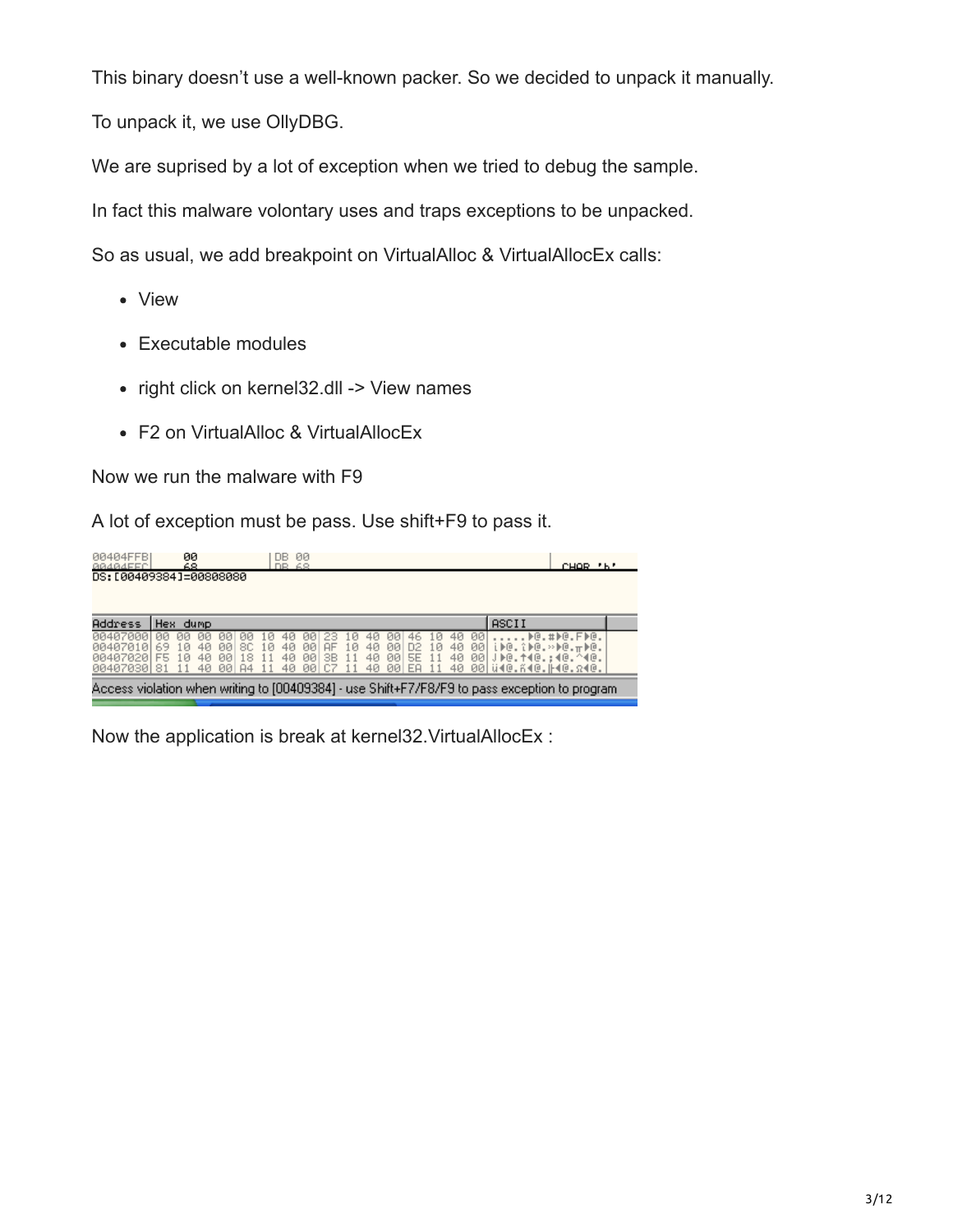This binary doesn't use a well-known packer. So we decided to unpack it manually.

To unpack it, we use OllyDBG.

We are suprised by a lot of exception when we tried to debug the sample.

In fact this malware volontary uses and traps exceptions to be unpacked.

So as usual, we add breakpoint on VirtualAlloc & VirtualAllocEx calls:

- View
- Executable modules
- right click on kernel32.dll -> View names
- F2 on VirtualAlloc & VirtualAllocEx

Now we run the malware with F9

A lot of exception must be pass. Use shift+F9 to pass it.

```
00404FFB    00          DB 00
00404FFC    68          DB 68                                   CHAR 'h'
DS:[00409384]=00808080

Address   Hex dump
00407000  00 00 00 00 00 10 40 00 23 10 40 00 46 10 40 00
00407010  69 10 40 00 8C 10 40 00 AF 10 40 00 D2 10 40 00
00407020  F5 10 40 00 18 11 40 00 3B 11 40 00 5E 11 40 00
00407030  81 11 40 00 A4 11 40 00 C7 11 40 00 EA 11 40 00

Access violation when writing to [00409384] - use Shift+F7/F8/F9 to pass exception to program
```

Now the application is break at kernel32.VirtualAllocEx :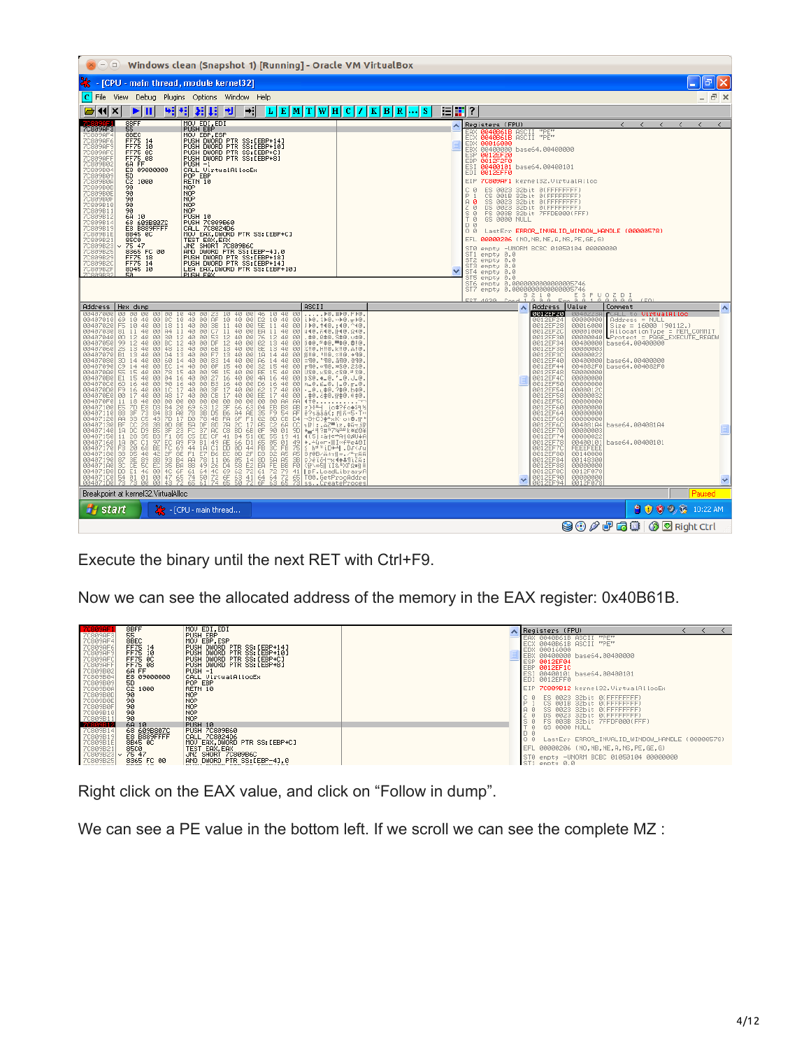Execute the binary until the next RET with Ctrl+F9.

Now we can see the allocated address of the memory in the EAX register: 0x40B61B.

Right click on the EAX value, and click on “Follow in dump”.

We can see a PE value in the bottom left. If we scroll we can see the complete MZ :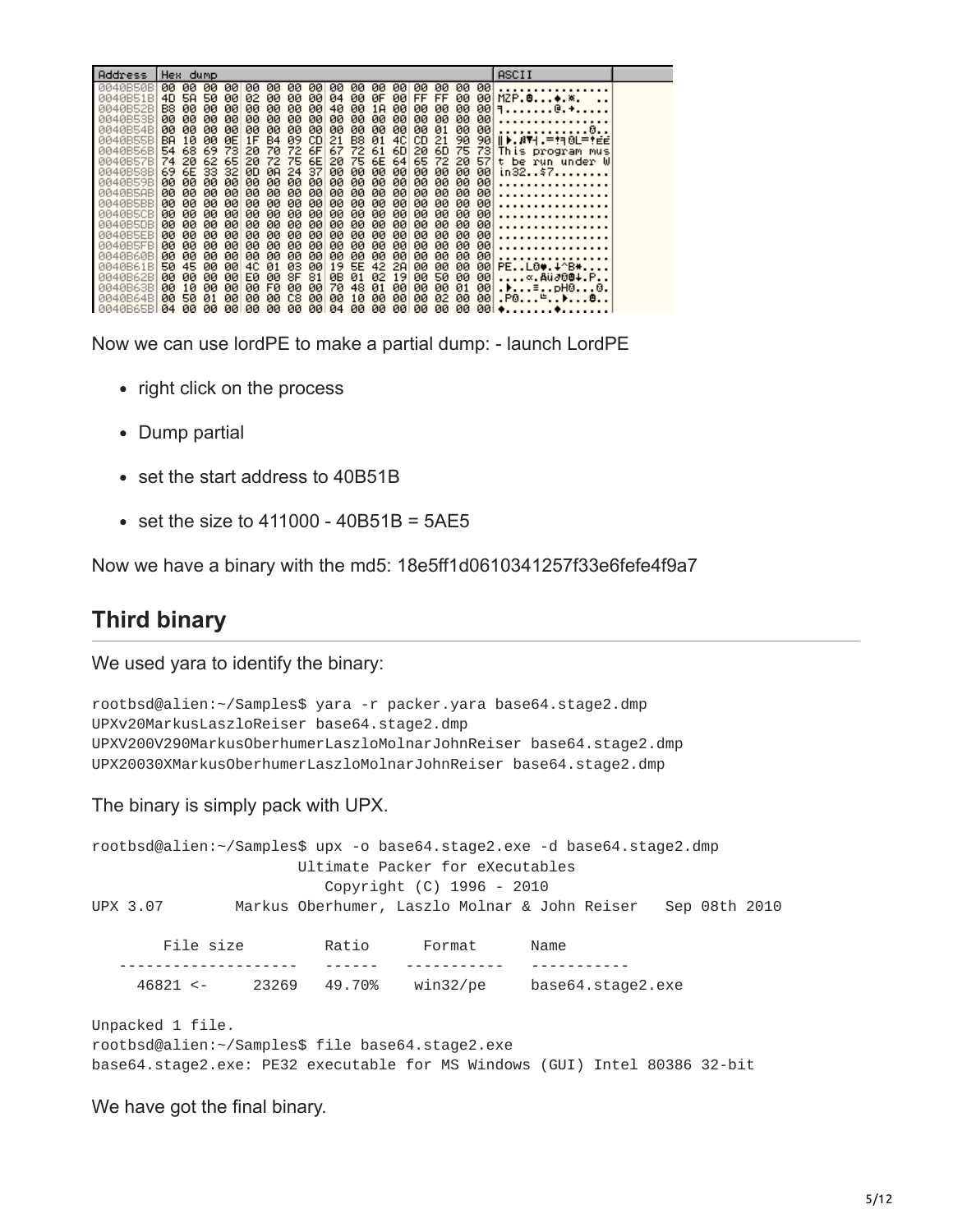```
Address   Hex dump                                         ASCII
0040B50B  00 00 00 00 00 00 00 00 00 00 00 00 00 00 00 00  ................
0040B51B  4D 5A 50 00 02 00 00 00 04 00 0F 00 FF FF 00 00  MZP.............
0040B52B  B8 00 00 00 00 00 00 00 40 00 1A 00 00 00 00 00  ........@.......
0040B53B  00 00 00 00 00 00 00 00 00 00 00 00 00 00 00 00  ................
0040B54B  00 00 00 00 00 00 00 00 00 00 00 00 00 01 00 00  ................
0040B55B  BA 10 00 0E 1F B4 09 CD 21 B8 01 4C CD 21 90 90  ........!..L.!..
0040B56B  54 68 69 73 20 70 72 6F 67 72 61 6D 20 6D 75 73  This program mus
0040B57B  74 20 62 65 20 72 75 6E 20 75 6E 64 65 72 20 57  t be run under W
0040B58B  69 6E 33 32 0D 0A 24 37 00 00 00 00 00 00 00 00  in32..$7........
0040B59B  00 00 00 00 00 00 00 00 00 00 00 00 00 00 00 00  ................
0040B5AB  00 00 00 00 00 00 00 00 00 00 00 00 00 00 00 00  ................
0040B5BB  00 00 00 00 00 00 00 00 00 00 00 00 00 00 00 00  ................
0040B5CB  00 00 00 00 00 00 00 00 00 00 00 00 00 00 00 00  ................
0040B5DB  00 00 00 00 00 00 00 00 00 00 00 00 00 00 00 00  ................
0040B5EB  00 00 00 00 00 00 00 00 00 00 00 00 00 00 00 00  ................
0040B5FB  00 00 00 00 00 00 00 00 00 00 00 00 00 00 00 00  ................
0040B60B  00 00 00 00 00 00 00 00 00 00 00 00 00 00 00 00  ................
0040B61B  50 45 00 00 4C 01 03 00 19 5E 42 2A 00 00 00 00  PE..L....^B*....
0040B62B  00 00 00 00 E0 00 8F 81 0B 01 02 19 00 50 00 00  .............P..
0040B63B  00 10 00 00 00 F0 00 00 70 48 01 00 00 00 01 00  ........pH......
0040B64B  00 50 01 00 00 00 C8 00 00 10 00 00 00 02 00 00  .P..............
0040B65B  04 00 00 00 00 00 00 00 04 00 00 00 00 00 00 00  ................
```

Now we can use lordPE to make a partial dump: - launch LordPE

- right click on the process
- Dump partial
- set the start address to 40B51B
- set the size to 411000 - 40B51B = 5AE5

Now we have a binary with the md5: 18e5ff1d0610341257f33e6fefe4f9a7

## Third binary

We used yara to identify the binary:

```
rootbsd@alien:~/Samples$ yara -r packer.yara base64.stage2.dmp
UPXv20MarkusLaszloReiser base64.stage2.dmp
UPXV200V290MarkusOberhumerLaszloMolnarJohnReiser base64.stage2.dmp
UPX20030XMarkusOberhumerLaszloMolnarJohnReiser base64.stage2.dmp
```

The binary is simply pack with UPX.

```
rootbsd@alien:~/Samples$ upx -o base64.stage2.exe -d base64.stage2.dmp
                       Ultimate Packer for eXecutables
                          Copyright (C) 1996 - 2010
UPX 3.07        Markus Oberhumer, Laszlo Molnar & John Reiser   Sep 08th 2010

        File size         Ratio      Format      Name
   --------------------   ------   -----------   -----------
     46821 <-     23269   49.70%    win32/pe     base64.stage2.exe

Unpacked 1 file.
rootbsd@alien:~/Samples$ file base64.stage2.exe
base64.stage2.exe: PE32 executable for MS Windows (GUI) Intel 80386 32-bit
```

We have got the final binary.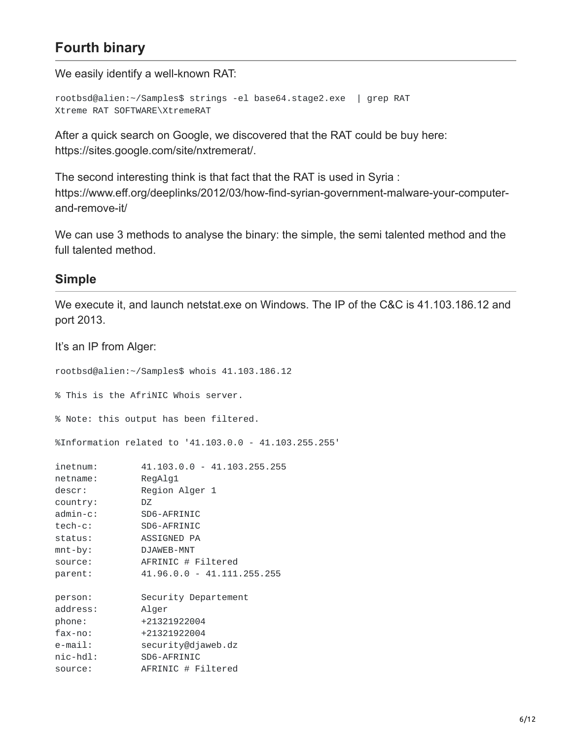## Fourth binary

We easily identify a well-known RAT:

```
rootbsd@alien:~/Samples$ strings -el base64.stage2.exe  | grep RAT
Xtreme RAT SOFTWARE\XtremeRAT
```

After a quick search on Google, we discovered that the RAT could be buy here: https://sites.google.com/site/nxtremerat/.

The second interesting think is that fact that the RAT is used in Syria : https://www.eff.org/deeplinks/2012/03/how-find-syrian-government-malware-your-computer-and-remove-it/

We can use 3 methods to analyse the binary: the simple, the semi talented method and the full talented method.

### Simple

We execute it, and launch netstat.exe on Windows. The IP of the C&C is 41.103.186.12 and port 2013.

It's an IP from Alger:

```
rootbsd@alien:~/Samples$ whois 41.103.186.12

% This is the AfriNIC Whois server.

% Note: this output has been filtered.

%Information related to '41.103.0.0 - 41.103.255.255'

inetnum:        41.103.0.0 - 41.103.255.255
netname:        RegAlg1
descr:          Region Alger 1
country:        DZ
admin-c:        SD6-AFRINIC
tech-c:         SD6-AFRINIC
status:         ASSIGNED PA
mnt-by:         DJAWEB-MNT
source:         AFRINIC # Filtered
parent:         41.96.0.0 - 41.111.255.255

person:         Security Departement
address:        Alger
phone:          +21321922004
fax-no:         +21321922004
e-mail:         security@djaweb.dz
nic-hdl:        SD6-AFRINIC
source:         AFRINIC # Filtered
```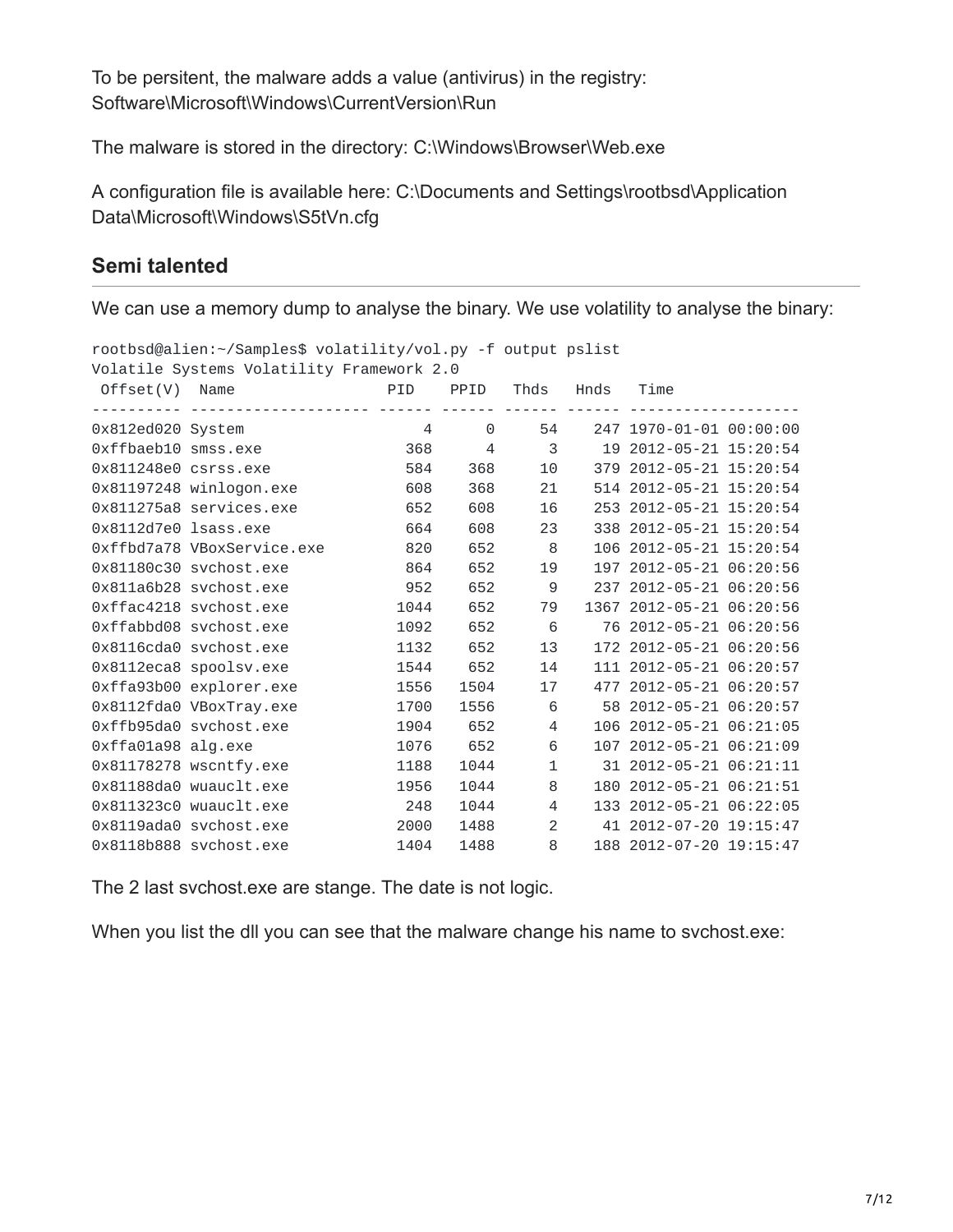To be persitent, the malware adds a value (antivirus) in the registry: Software\Microsoft\Windows\CurrentVersion\Run

The malware is stored in the directory: C:\Windows\Browser\Web.exe

A configuration file is available here: C:\Documents and Settings\rootbsd\Application Data\Microsoft\Windows\S5tVn.cfg

## Semi talented

We can use a memory dump to analyse the binary. We use volatility to analyse the binary:

```
rootbsd@alien:~/Samples$ volatility/vol.py -f output pslist
Volatile Systems Volatility Framework 2.0
 Offset(V)  Name                 PID    PPID   Thds   Hnds   Time
---------- -------------------- ------ ------ ------ ------ -------------------
0x812ed020 System                  4      0     54    247 1970-01-01 00:00:00
0xffbaeb10 smss.exe              368      4      3     19 2012-05-21 15:20:54
0x811248e0 csrss.exe             584    368     10    379 2012-05-21 15:20:54
0x81197248 winlogon.exe          608    368     21    514 2012-05-21 15:20:54
0x811275a8 services.exe          652    608     16    253 2012-05-21 15:20:54
0x8112d7e0 lsass.exe             664    608     23    338 2012-05-21 15:20:54
0xffbd7a78 VBoxService.exe       820    652      8    106 2012-05-21 15:20:54
0x81180c30 svchost.exe           864    652     19    197 2012-05-21 06:20:56
0x811a6b28 svchost.exe           952    652      9    237 2012-05-21 06:20:56
0xffac4218 svchost.exe          1044    652     79   1367 2012-05-21 06:20:56
0xffabbd08 svchost.exe          1092    652      6     76 2012-05-21 06:20:56
0x8116cda0 svchost.exe          1132    652     13    172 2012-05-21 06:20:56
0x8112eca8 spoolsv.exe          1544    652     14    111 2012-05-21 06:20:57
0xffa93b00 explorer.exe         1556   1504     17    477 2012-05-21 06:20:57
0x8112fda0 VBoxTray.exe         1700   1556      6     58 2012-05-21 06:20:57
0xffb95da0 svchost.exe          1904    652      4    106 2012-05-21 06:21:05
0xffa01a98 alg.exe              1076    652      6    107 2012-05-21 06:21:09
0x81178278 wscntfy.exe          1188   1044      1     31 2012-05-21 06:21:11
0x81188da0 wuauclt.exe          1956   1044      8    180 2012-05-21 06:21:51
0x811323c0 wuauclt.exe           248   1044      4    133 2012-05-21 06:22:05
0x8119ada0 svchost.exe          2000   1488      2     41 2012-07-20 19:15:47
0x8118b888 svchost.exe          1404   1488      8    188 2012-07-20 19:15:47
```

The 2 last svchost.exe are stange. The date is not logic.

When you list the dll you can see that the malware change his name to svchost.exe: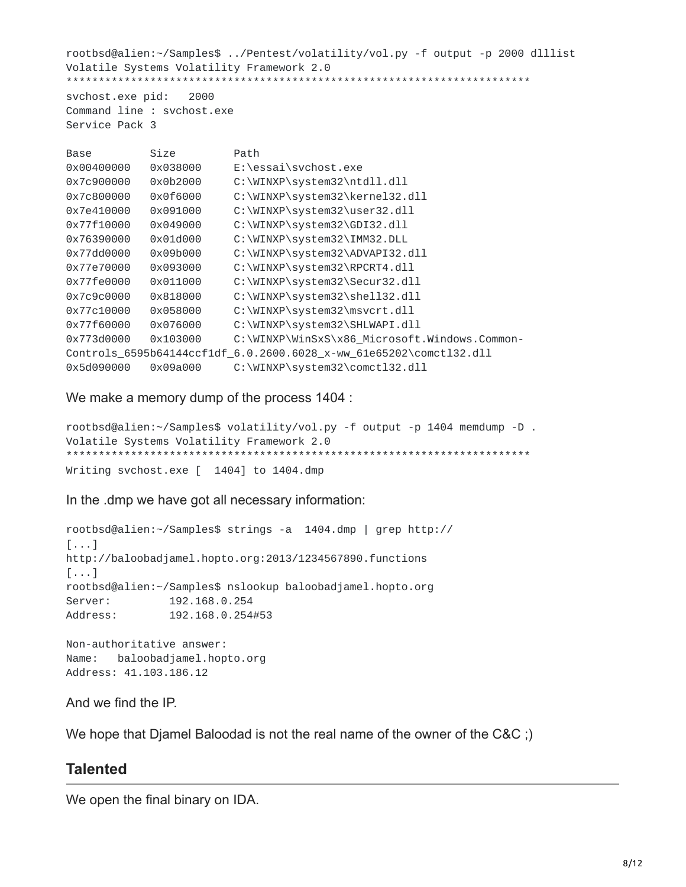```
rootbsd@alien:~/Samples$ ../Pentest/volatility/vol.py -f output -p 2000 dlllist
Volatile Systems Volatility Framework 2.0
************************************************************************
svchost.exe pid:   2000
Command line : svchost.exe
Service Pack 3

Base         Size         Path
0x00400000   0x038000     E:\essai\svchost.exe
0x7c900000   0x0b2000     C:\WINXP\system32\ntdll.dll
0x7c800000   0x0f6000     C:\WINXP\system32\kernel32.dll
0x7e410000   0x091000     C:\WINXP\system32\user32.dll
0x77f10000   0x049000     C:\WINXP\system32\GDI32.dll
0x76390000   0x01d000     C:\WINXP\system32\IMM32.DLL
0x77dd0000   0x09b000     C:\WINXP\system32\ADVAPI32.dll
0x77e70000   0x093000     C:\WINXP\system32\RPCRT4.dll
0x77fe0000   0x011000     C:\WINXP\system32\Secur32.dll
0x7c9c0000   0x818000     C:\WINXP\system32\shell32.dll
0x77c10000   0x058000     C:\WINXP\system32\msvcrt.dll
0x77f60000   0x076000     C:\WINXP\system32\SHLWAPI.dll
0x773d0000   0x103000     C:\WINXP\WinSxS\x86_Microsoft.Windows.Common-
Controls_6595b64144ccf1df_6.0.2600.6028_x-ww_61e65202\comctl32.dll
0x5d090000   0x09a000     C:\WINXP\system32\comctl32.dll
```

We make a memory dump of the process 1404 :

```
rootbsd@alien:~/Samples$ volatility/vol.py -f output -p 1404 memdump -D .
Volatile Systems Volatility Framework 2.0
************************************************************************
Writing svchost.exe [  1404] to 1404.dmp
```

In the .dmp we have got all necessary information:

```
rootbsd@alien:~/Samples$ strings -a  1404.dmp | grep http://
[...]
http://baloobadjamel.hopto.org:2013/1234567890.functions
[...]
rootbsd@alien:~/Samples$ nslookup baloobadjamel.hopto.org
Server:         192.168.0.254
Address:        192.168.0.254#53

Non-authoritative answer:
Name:   baloobadjamel.hopto.org
Address: 41.103.186.12
```

And we find the IP.

We hope that Djamel Baloodad is not the real name of the owner of the C&C ;)

## Talented

We open the final binary on IDA.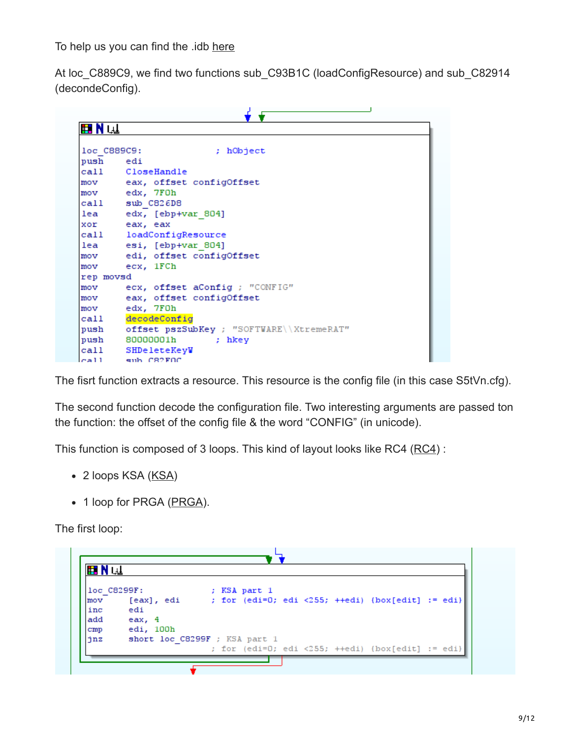To help us you can find the .idb here

At loc_C889C9, we find two functions sub_C93B1C (loadConfigResource) and sub_C82914 (decondeConfig).

```
loc_C889C9:                 ; hObject
push    edi
call    CloseHandle
mov     eax, offset configOffset
mov     edx, 7F0h
call    sub_C826D8
lea     edx, [ebp+var_804]
xor     eax, eax
call    loadConfigResource
lea     esi, [ebp+var_804]
mov     edi, offset configOffset
mov     ecx, 1FCh
rep movsd
mov     ecx, offset aConfig ; "CONFIG"
mov     eax, offset configOffset
mov     edx, 7F0h
call    decodeConfig
push    offset pszSubKey ; "SOFTWARE\\XtremeRAT"
push    80000001h       ; hkey
call    SHDeleteKeyW
call    sub_C82F0C
```

The fisrt function extracts a resource. This resource is the config file (in this case S5tVn.cfg).

The second function decode the configuration file. Two interesting arguments are passed ton the function: the offset of the config file & the word "CONFIG" (in unicode).

This function is composed of 3 loops. This kind of layout looks like RC4 (RC4) :

- 2 loops KSA (KSA)
- 1 loop for PRGA (PRGA).

The first loop:

```
loc_C8299F:                 ; KSA part 1
mov     [eax], edi          ; for (edi=0; edi <255; ++edi) {box[edit] := edi}
inc     edi
add     eax, 4
cmp     edi, 100h
jnz     short loc_C8299F ; KSA part 1
                         ; for (edi=0; edi <255; ++edi) {box[edit] := edi}
```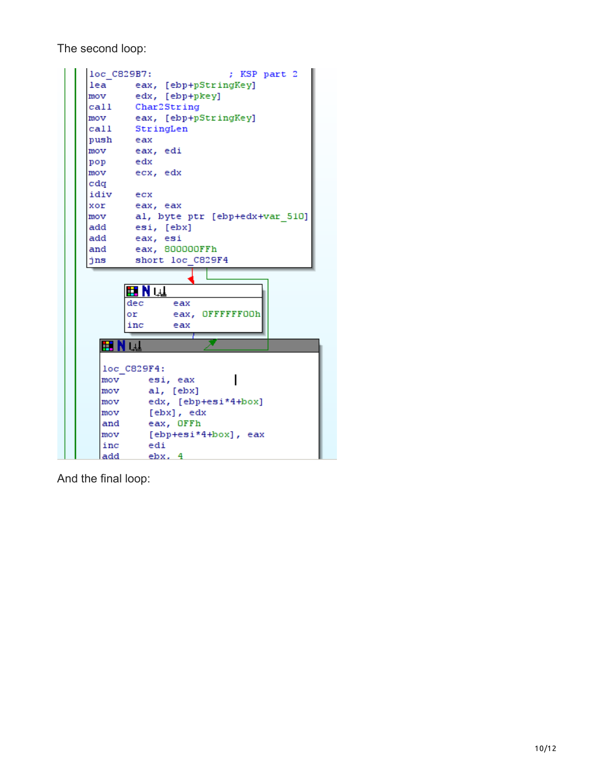The second loop:

```
loc_C829B7:                     ; KSP part 2
lea     eax, [ebp+pStringKey]
mov     edx, [ebp+pkey]
call    Char2String
mov     eax, [ebp+pStringKey]
call    StringLen
push    eax
mov     eax, edi
pop     edx
mov     ecx, edx
cdq
idiv    ecx
xor     eax, eax
mov     al, byte ptr [ebp+edx+var_510]
add     esi, [ebx]
add     eax, esi
and     eax, 800000FFh
jns     short loc_C829F4
```

```
dec     eax
or      eax, 0FFFFFF00h
inc     eax
```

```
loc_C829F4:
mov     esi, eax
mov     al, [ebx]
mov     edx, [ebp+esi*4+box]
mov     [ebx], edx
and     eax, 0FFh
mov     [ebp+esi*4+box], eax
inc     edi
add     ebx, 4
```

And the final loop: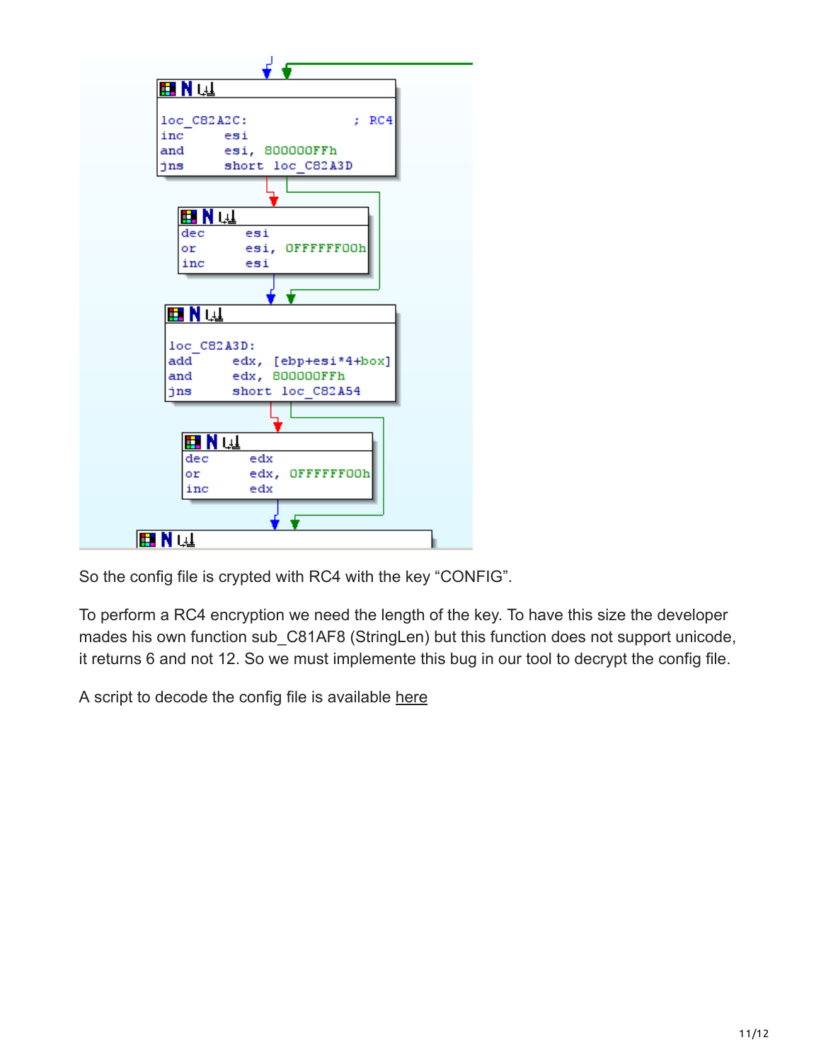```
loc_C82A2C:                    ; RC4
inc     esi
and     esi, 800000FFh
jns     short loc_C82A3D

dec     esi
or      esi, 0FFFFFF00h
inc     esi

loc_C82A3D:
add     edx, [ebp+esi*4+box]
and     edx, 800000FFh
jns     short loc_C82A54

dec     edx
or      edx, 0FFFFFF00h
inc     edx
```

So the config file is crypted with RC4 with the key “CONFIG”.

To perform a RC4 encryption we need the length of the key. To have this size the developer mades his own function sub_C81AF8 (StringLen) but this function does not support unicode, it returns 6 and not 12. So we must implemente this bug in our tool to decrypt the config file.

A script to decode the config file is available here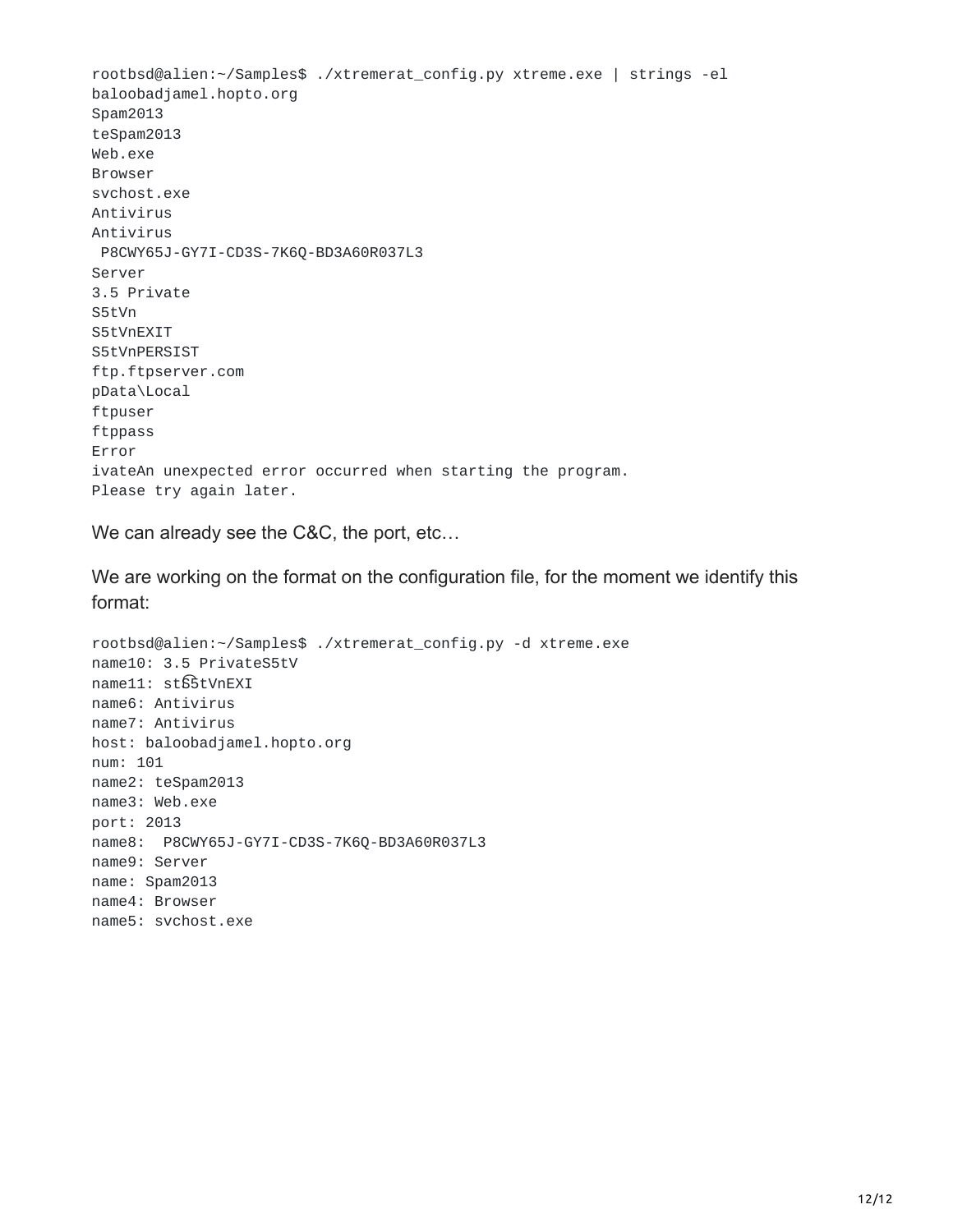```
rootbsd@alien:~/Samples$ ./xtremerat_config.py xtreme.exe | strings -el
baloobadjamel.hopto.org
Spam2013
teSpam2013
Web.exe
Browser
svchost.exe
Antivirus
Antivirus
 P8CWY65J-GY7I-CD3S-7K6Q-BD3A60R037L3
Server
3.5 Private
S5tVn
S5tVnEXIT
S5tVnPERSIST
ftp.ftpserver.com
pData\Local
ftpuser
ftppass
Error
ivateAn unexpected error occurred when starting the program.
Please try again later.
```

We can already see the C&C, the port, etc…

We are working on the format on the configuration file, for the moment we identify this format:

```
rootbsd@alien:~/Samples$ ./xtremerat_config.py -d xtreme.exe
name10: 3.5 PrivateS5tV
name11: stS5tVnEXI
name6: Antivirus
name7: Antivirus
host: baloobadjamel.hopto.org
num: 101
name2: teSpam2013
name3: Web.exe
port: 2013
name8:  P8CWY65J-GY7I-CD3S-7K6Q-BD3A60R037L3
name9: Server
name: Spam2013
name4: Browser
name5: svchost.exe
```